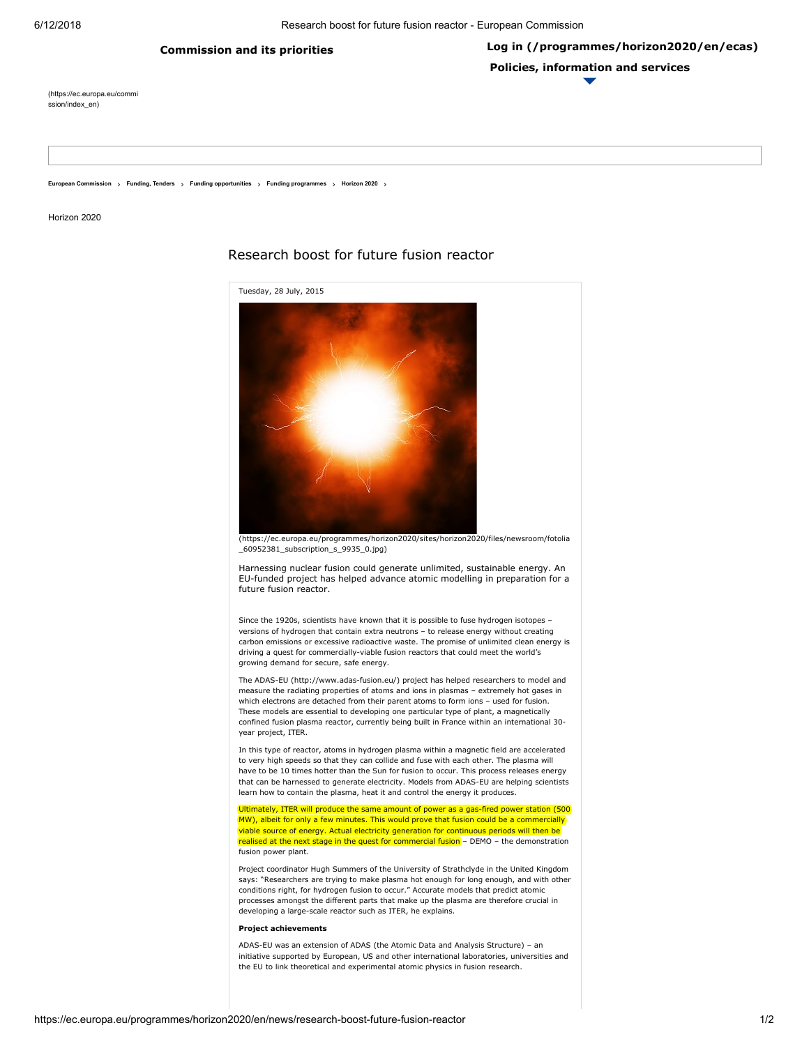Commission and its priorities

Log in (/programmes/horizon2020/en/ecas)

Policies, information and services

(https://ec.europa.eu/commission/index_en)

European Commission › Funding, Tenders › Funding opportunities › Funding programmes › Horizon 2020 ›

Horizon 2020

# Research boost for future fusion reactor

Tuesday, 28 July, 2015

(https://ec.europa.eu/programmes/horizon2020/sites/horizon2020/files/newsroom/fotolia_60952381_subscription_s_9935_0.jpg)

Harnessing nuclear fusion could generate unlimited, sustainable energy. An EU-funded project has helped advance atomic modelling in preparation for a future fusion reactor.

Since the 1920s, scientists have known that it is possible to fuse hydrogen isotopes – versions of hydrogen that contain extra neutrons – to release energy without creating carbon emissions or excessive radioactive waste. The promise of unlimited clean energy is driving a quest for commercially-viable fusion reactors that could meet the world's growing demand for secure, safe energy.

The ADAS-EU (http://www.adas-fusion.eu/) project has helped researchers to model and measure the radiating properties of atoms and ions in plasmas – extremely hot gases in which electrons are detached from their parent atoms to form ions – used for fusion. These models are essential to developing one particular type of plant, a magnetically confined fusion plasma reactor, currently being built in France within an international 30-year project, ITER.

In this type of reactor, atoms in hydrogen plasma within a magnetic field are accelerated to very high speeds so that they can collide and fuse with each other. The plasma will have to be 10 times hotter than the Sun for fusion to occur. This process releases energy that can be harnessed to generate electricity. Models from ADAS-EU are helping scientists learn how to contain the plasma, heat it and control the energy it produces.

Ultimately, ITER will produce the same amount of power as a gas-fired power station (500 MW), albeit for only a few minutes. This would prove that fusion could be a commercially viable source of energy. Actual electricity generation for continuous periods will then be realised at the next stage in the quest for commercial fusion – DEMO – the demonstration fusion power plant.

Project coordinator Hugh Summers of the University of Strathclyde in the United Kingdom says: "Researchers are trying to make plasma hot enough for long enough, and with other conditions right, for hydrogen fusion to occur." Accurate models that predict atomic processes amongst the different parts that make up the plasma are therefore crucial in developing a large-scale reactor such as ITER, he explains.

**Project achievements**

ADAS-EU was an extension of ADAS (the Atomic Data and Analysis Structure) – an initiative supported by European, US and other international laboratories, universities and the EU to link theoretical and experimental atomic physics in fusion research.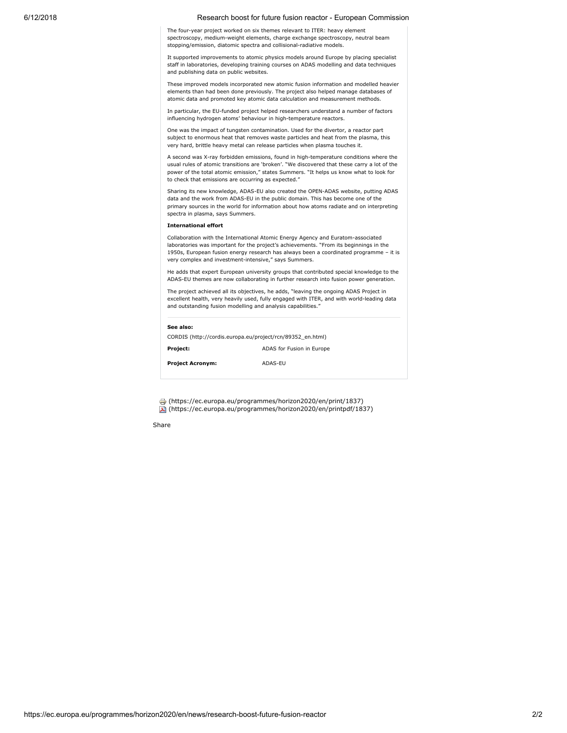The four-year project worked on six themes relevant to ITER: heavy element spectroscopy, medium-weight elements, charge exchange spectroscopy, neutral beam stopping/emission, diatomic spectra and collisional-radiative models.

It supported improvements to atomic physics models around Europe by placing specialist staff in laboratories, developing training courses on ADAS modelling and data techniques and publishing data on public websites.

These improved models incorporated new atomic fusion information and modelled heavier elements than had been done previously. The project also helped manage databases of atomic data and promoted key atomic data calculation and measurement methods.

In particular, the EU-funded project helped researchers understand a number of factors influencing hydrogen atoms' behaviour in high-temperature reactors.

One was the impact of tungsten contamination. Used for the divertor, a reactor part subject to enormous heat that removes waste particles and heat from the plasma, this very hard, brittle heavy metal can release particles when plasma touches it.

A second was X-ray forbidden emissions, found in high-temperature conditions where the usual rules of atomic transitions are 'broken'. "We discovered that these carry a lot of the power of the total atomic emission," states Summers. "It helps us know what to look for to check that emissions are occurring as expected."

Sharing its new knowledge, ADAS-EU also created the OPEN-ADAS website, putting ADAS data and the work from ADAS-EU in the public domain. This has become one of the primary sources in the world for information about how atoms radiate and on interpreting spectra in plasma, says Summers.

**International effort**

Collaboration with the International Atomic Energy Agency and Euratom-associated laboratories was important for the project's achievements. "From its beginnings in the 1950s, European fusion energy research has always been a coordinated programme – it is very complex and investment-intensive," says Summers.

He adds that expert European university groups that contributed special knowledge to the ADAS-EU themes are now collaborating in further research into fusion power generation.

The project achieved all its objectives, he adds, "leaving the ongoing ADAS Project in excellent health, very heavily used, fully engaged with ITER, and with world-leading data and outstanding fusion modelling and analysis capabilities."

---

**See also:**

CORDIS (http://cordis.europa.eu/project/rcn/89352_en.html)

| | |
|---|---|
| **Project:** | ADAS for Fusion in Europe |
| **Project Acronym:** | ADAS-EU |

(https://ec.europa.eu/programmes/horizon2020/en/print/1837)
(https://ec.europa.eu/programmes/horizon2020/en/printpdf/1837)

Share